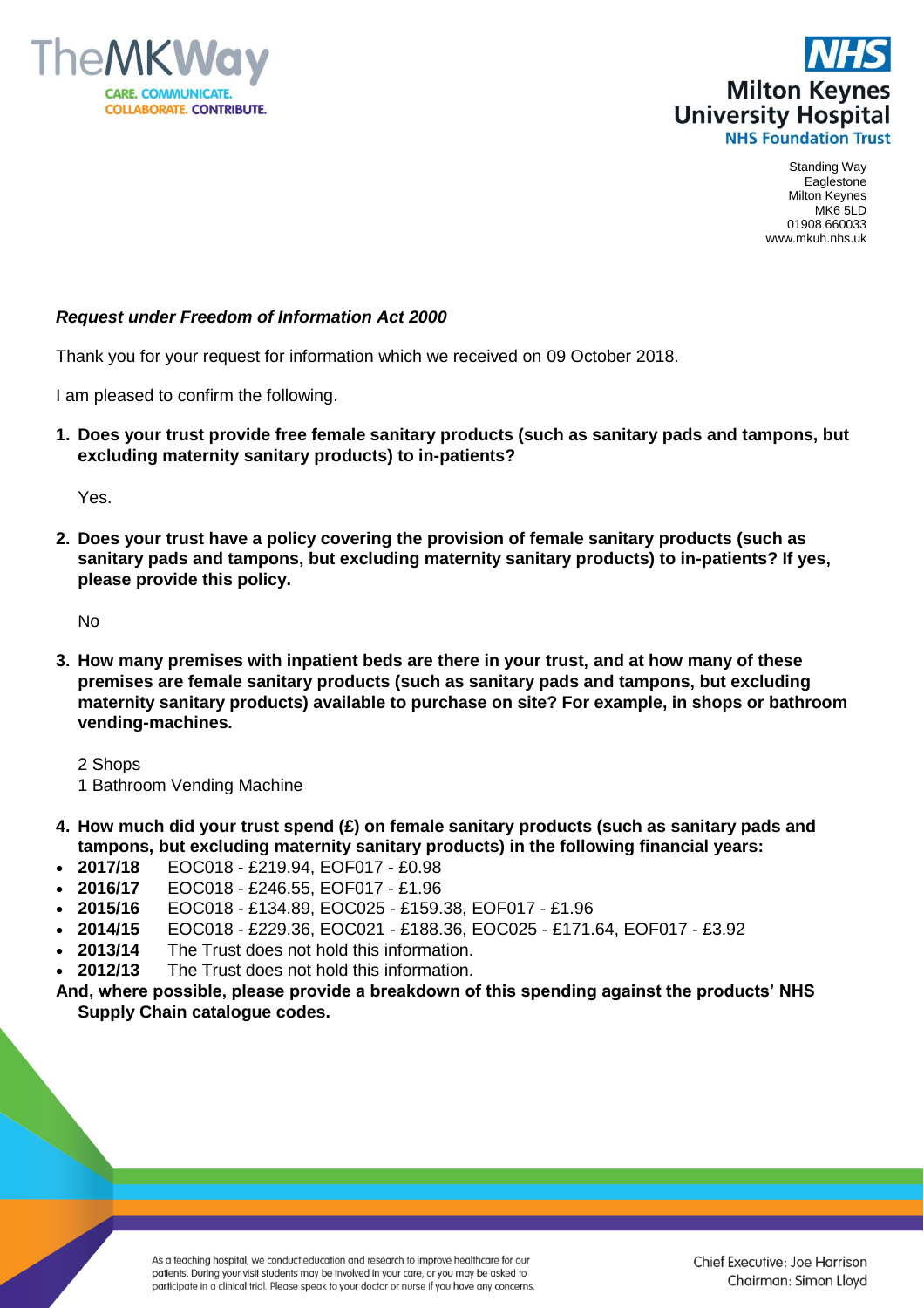TheMKWay
CARE. COMMUNICATE. COLLABORATE. CONTRIBUTE.

NHS
Milton Keynes University Hospital
NHS Foundation Trust

Standing Way
Eaglestone
Milton Keynes
MK6 5LD
01908 660033
www.mkuh.nhs.uk

***Request under Freedom of Information Act 2000***

Thank you for your request for information which we received on 09 October 2018.

I am pleased to confirm the following.

1. **Does your trust provide free female sanitary products (such as sanitary pads and tampons, but excluding maternity sanitary products) to in-patients?**

   Yes.

2. **Does your trust have a policy covering the provision of female sanitary products (such as sanitary pads and tampons, but excluding maternity sanitary products) to in-patients? If yes, please provide this policy.**

   No

3. **How many premises with inpatient beds are there in your trust, and at how many of these premises are female sanitary products (such as sanitary pads and tampons, but excluding maternity sanitary products) available to purchase on site? For example, in shops or bathroom vending-machines.**

   2 Shops
   1 Bathroom Vending Machine

4. **How much did your trust spend (£) on female sanitary products (such as sanitary pads and tampons, but excluding maternity sanitary products) in the following financial years:**

- **2017/18** EOC018 - £219.94, EOF017 - £0.98
- **2016/17** EOC018 - £246.55, EOF017 - £1.96
- **2015/16** EOC018 - £134.89, EOC025 - £159.38, EOF017 - £1.96
- **2014/15** EOC018 - £229.36, EOC021 - £188.36, EOC025 - £171.64, EOF017 - £3.92
- **2013/14** The Trust does not hold this information.
- **2012/13** The Trust does not hold this information.

**And, where possible, please provide a breakdown of this spending against the products' NHS Supply Chain catalogue codes.**

As a teaching hospital, we conduct education and research to improve healthcare for our patients. During your visit students may be involved in your care, or you may be asked to participate in a clinical trial. Please speak to your doctor or nurse if you have any concerns.

Chief Executive: Joe Harrison
Chairman: Simon Lloyd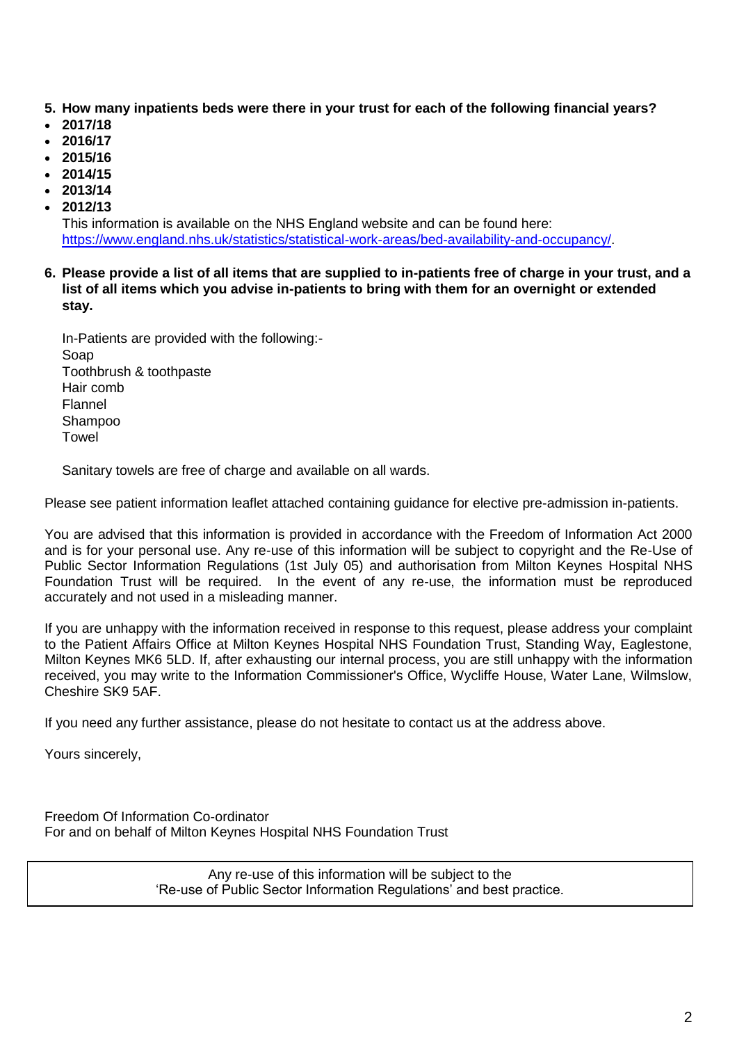**5. How many inpatients beds were there in your trust for each of the following financial years?**

- **2017/18**
- **2016/17**
- **2015/16**
- **2014/15**
- **2013/14**
- **2012/13**

This information is available on the NHS England website and can be found here: https://www.england.nhs.uk/statistics/statistical-work-areas/bed-availability-and-occupancy/.

**6. Please provide a list of all items that are supplied to in-patients free of charge in your trust, and a list of all items which you advise in-patients to bring with them for an overnight or extended stay.**

In-Patients are provided with the following:-
Soap
Toothbrush & toothpaste
Hair comb
Flannel
Shampoo
Towel

Sanitary towels are free of charge and available on all wards.

Please see patient information leaflet attached containing guidance for elective pre-admission in-patients.

You are advised that this information is provided in accordance with the Freedom of Information Act 2000 and is for your personal use. Any re-use of this information will be subject to copyright and the Re-Use of Public Sector Information Regulations (1st July 05) and authorisation from Milton Keynes Hospital NHS Foundation Trust will be required. In the event of any re-use, the information must be reproduced accurately and not used in a misleading manner.

If you are unhappy with the information received in response to this request, please address your complaint to the Patient Affairs Office at Milton Keynes Hospital NHS Foundation Trust, Standing Way, Eaglestone, Milton Keynes MK6 5LD. If, after exhausting our internal process, you are still unhappy with the information received, you may write to the Information Commissioner's Office, Wycliffe House, Water Lane, Wilmslow, Cheshire SK9 5AF.

If you need any further assistance, please do not hesitate to contact us at the address above.

Yours sincerely,

Freedom Of Information Co-ordinator
For and on behalf of Milton Keynes Hospital NHS Foundation Trust

Any re-use of this information will be subject to the
'Re-use of Public Sector Information Regulations' and best practice.